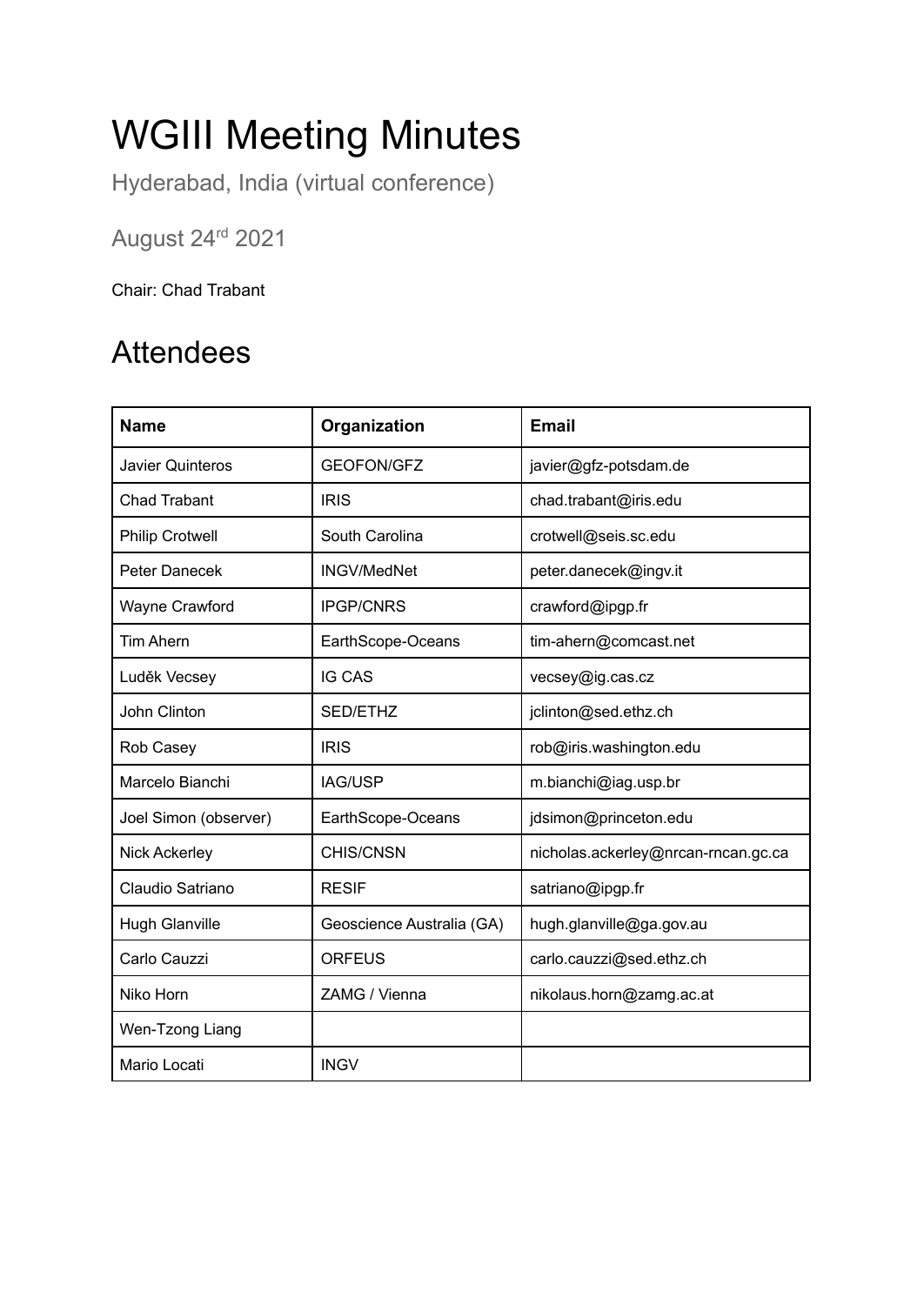# WGIII Meeting Minutes

Hyderabad, India (virtual conference)

August 24[rd] 2021

Chair: Chad Trabant

## Attendees

| Name | Organization | Email |
|---|---|---|
| Javier Quinteros | GEOFON/GFZ | javier@gfz-potsdam.de |
| Chad Trabant | IRIS | chad.trabant@iris.edu |
| Philip Crotwell | South Carolina | crotwell@seis.sc.edu |
| Peter Danecek | INGV/MedNet | peter.danecek@ingv.it |
| Wayne Crawford | IPGP/CNRS | crawford@ipgp.fr |
| Tim Ahern | EarthScope-Oceans | tim-ahern@comcast.net |
| Luděk Vecsey | IG CAS | vecsey@ig.cas.cz |
| John Clinton | SED/ETHZ | jclinton@sed.ethz.ch |
| Rob Casey | IRIS | rob@iris.washington.edu |
| Marcelo Bianchi | IAG/USP | m.bianchi@iag.usp.br |
| Joel Simon (observer) | EarthScope-Oceans | jdsimon@princeton.edu |
| Nick Ackerley | CHIS/CNSN | nicholas.ackerley@nrcan-rncan.gc.ca |
| Claudio Satriano | RESIF | satriano@ipgp.fr |
| Hugh Glanville | Geoscience Australia (GA) | hugh.glanville@ga.gov.au |
| Carlo Cauzzi | ORFEUS | carlo.cauzzi@sed.ethz.ch |
| Niko Horn | ZAMG / Vienna | nikolaus.horn@zamg.ac.at |
| Wen-Tzong Liang | | |
| Mario Locati | INGV | |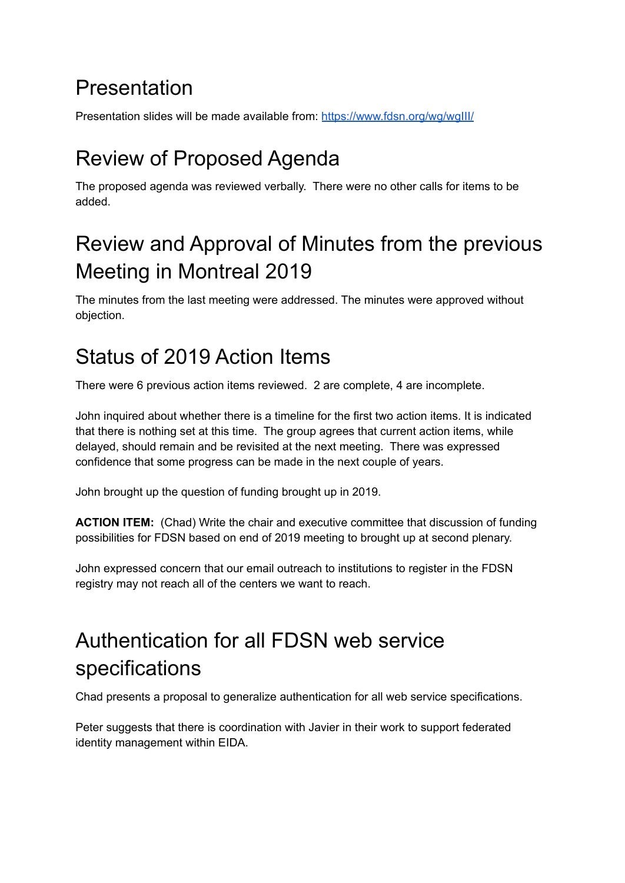# Presentation

Presentation slides will be made available from: [https://www.fdsn.org/wg/wgIII/](https://www.fdsn.org/wg/wgIII/)

# Review of Proposed Agenda

The proposed agenda was reviewed verbally. There were no other calls for items to be added.

# Review and Approval of Minutes from the previous Meeting in Montreal 2019

The minutes from the last meeting were addressed. The minutes were approved without objection.

# Status of 2019 Action Items

There were 6 previous action items reviewed. 2 are complete, 4 are incomplete.

John inquired about whether there is a timeline for the first two action items. It is indicated that there is nothing set at this time. The group agrees that current action items, while delayed, should remain and be revisited at the next meeting. There was expressed confidence that some progress can be made in the next couple of years.

John brought up the question of funding brought up in 2019.

**ACTION ITEM:** (Chad) Write the chair and executive committee that discussion of funding possibilities for FDSN based on end of 2019 meeting to brought up at second plenary.

John expressed concern that our email outreach to institutions to register in the FDSN registry may not reach all of the centers we want to reach.

# Authentication for all FDSN web service specifications

Chad presents a proposal to generalize authentication for all web service specifications.

Peter suggests that there is coordination with Javier in their work to support federated identity management within EIDA.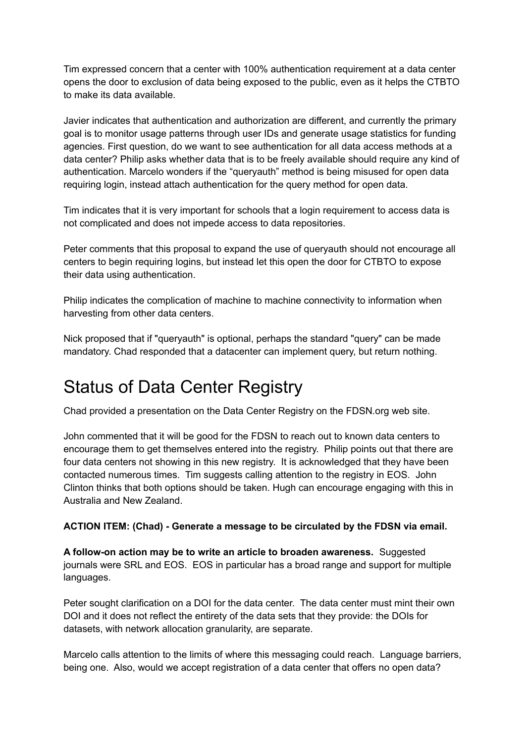Tim expressed concern that a center with 100% authentication requirement at a data center opens the door to exclusion of data being exposed to the public, even as it helps the CTBTO to make its data available.

Javier indicates that authentication and authorization are different, and currently the primary goal is to monitor usage patterns through user IDs and generate usage statistics for funding agencies. First question, do we want to see authentication for all data access methods at a data center? Philip asks whether data that is to be freely available should require any kind of authentication. Marcelo wonders if the "queryauth" method is being misused for open data requiring login, instead attach authentication for the query method for open data.

Tim indicates that it is very important for schools that a login requirement to access data is not complicated and does not impede access to data repositories.

Peter comments that this proposal to expand the use of queryauth should not encourage all centers to begin requiring logins, but instead let this open the door for CTBTO to expose their data using authentication.

Philip indicates the complication of machine to machine connectivity to information when harvesting from other data centers.

Nick proposed that if "queryauth" is optional, perhaps the standard "query" can be made mandatory. Chad responded that a datacenter can implement query, but return nothing.

# Status of Data Center Registry

Chad provided a presentation on the Data Center Registry on the FDSN.org web site.

John commented that it will be good for the FDSN to reach out to known data centers to encourage them to get themselves entered into the registry. Philip points out that there are four data centers not showing in this new registry. It is acknowledged that they have been contacted numerous times. Tim suggests calling attention to the registry in EOS. John Clinton thinks that both options should be taken. Hugh can encourage engaging with this in Australia and New Zealand.

**ACTION ITEM: (Chad) - Generate a message to be circulated by the FDSN via email.**

**A follow-on action may be to write an article to broaden awareness.** Suggested journals were SRL and EOS. EOS in particular has a broad range and support for multiple languages.

Peter sought clarification on a DOI for the data center. The data center must mint their own DOI and it does not reflect the entirety of the data sets that they provide: the DOIs for datasets, with network allocation granularity, are separate.

Marcelo calls attention to the limits of where this messaging could reach. Language barriers, being one. Also, would we accept registration of a data center that offers no open data?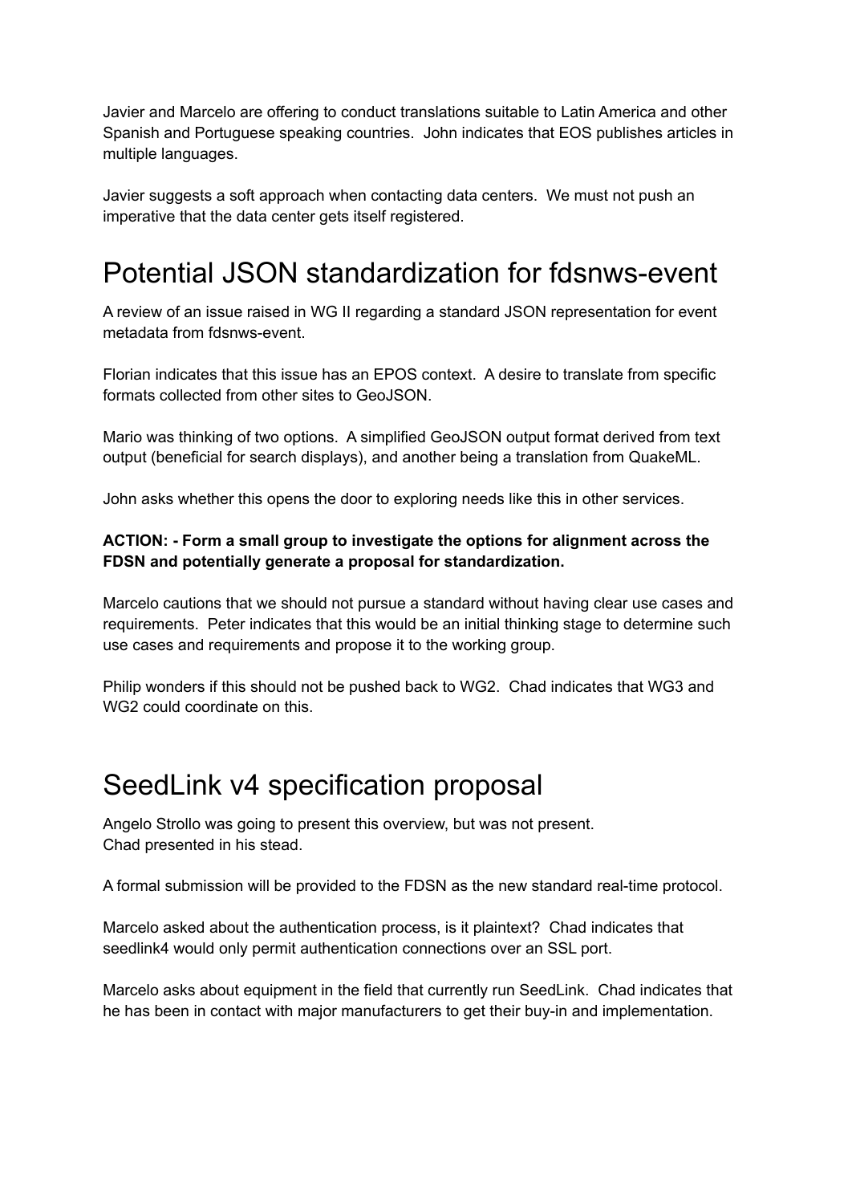Javier and Marcelo are offering to conduct translations suitable to Latin America and other Spanish and Portuguese speaking countries. John indicates that EOS publishes articles in multiple languages.

Javier suggests a soft approach when contacting data centers. We must not push an imperative that the data center gets itself registered.

# Potential JSON standardization for fdsnws-event

A review of an issue raised in WG II regarding a standard JSON representation for event metadata from fdsnws-event.

Florian indicates that this issue has an EPOS context. A desire to translate from specific formats collected from other sites to GeoJSON.

Mario was thinking of two options. A simplified GeoJSON output format derived from text output (beneficial for search displays), and another being a translation from QuakeML.

John asks whether this opens the door to exploring needs like this in other services.

**ACTION: - Form a small group to investigate the options for alignment across the FDSN and potentially generate a proposal for standardization.**

Marcelo cautions that we should not pursue a standard without having clear use cases and requirements. Peter indicates that this would be an initial thinking stage to determine such use cases and requirements and propose it to the working group.

Philip wonders if this should not be pushed back to WG2. Chad indicates that WG3 and WG2 could coordinate on this.

# SeedLink v4 specification proposal

Angelo Strollo was going to present this overview, but was not present.
Chad presented in his stead.

A formal submission will be provided to the FDSN as the new standard real-time protocol.

Marcelo asked about the authentication process, is it plaintext? Chad indicates that seedlink4 would only permit authentication connections over an SSL port.

Marcelo asks about equipment in the field that currently run SeedLink. Chad indicates that he has been in contact with major manufacturers to get their buy-in and implementation.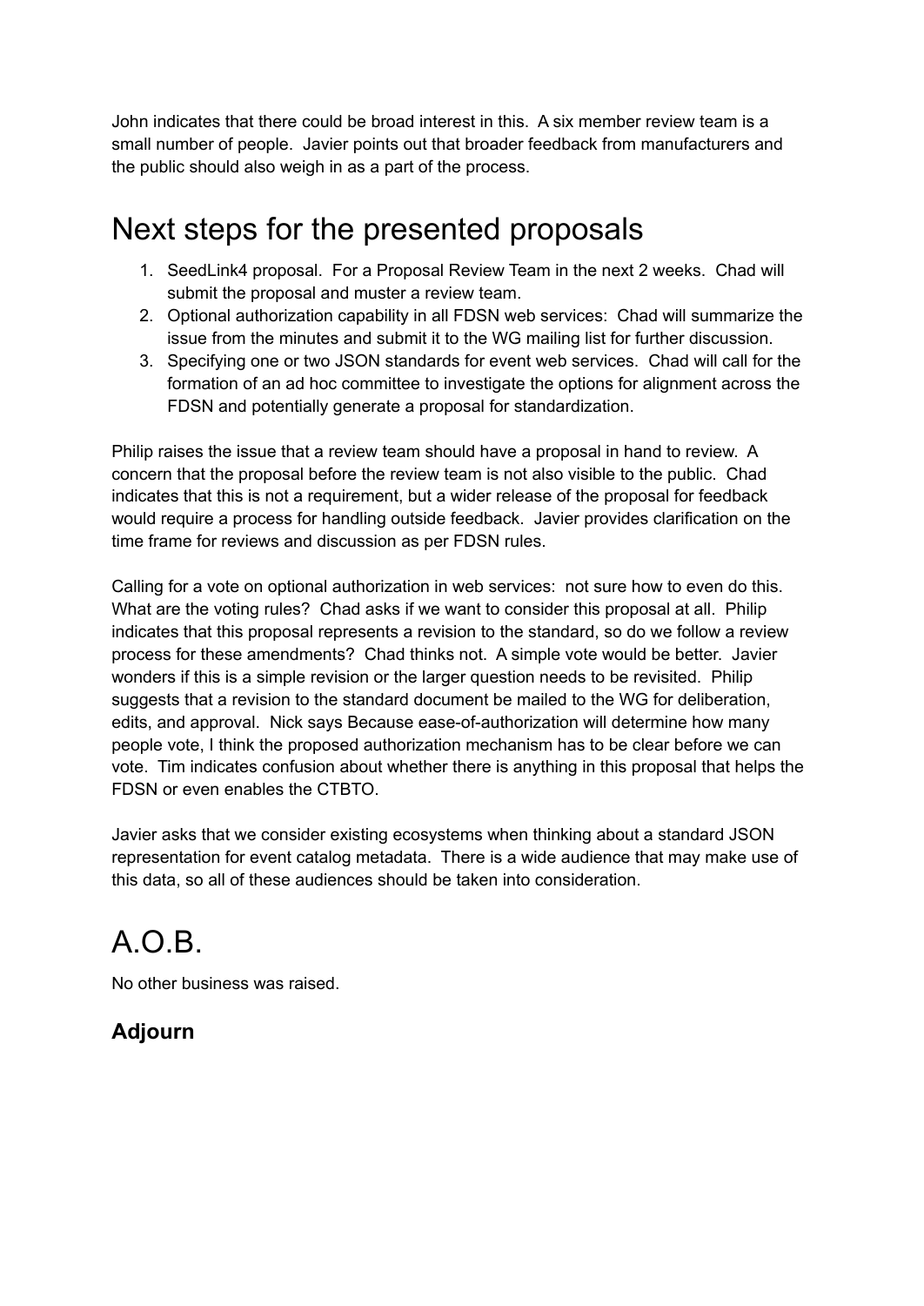John indicates that there could be broad interest in this. A six member review team is a small number of people. Javier points out that broader feedback from manufacturers and the public should also weigh in as a part of the process.

# Next steps for the presented proposals

1. SeedLink4 proposal. For a Proposal Review Team in the next 2 weeks. Chad will submit the proposal and muster a review team.
2. Optional authorization capability in all FDSN web services: Chad will summarize the issue from the minutes and submit it to the WG mailing list for further discussion.
3. Specifying one or two JSON standards for event web services. Chad will call for the formation of an ad hoc committee to investigate the options for alignment across the FDSN and potentially generate a proposal for standardization.

Philip raises the issue that a review team should have a proposal in hand to review. A concern that the proposal before the review team is not also visible to the public. Chad indicates that this is not a requirement, but a wider release of the proposal for feedback would require a process for handling outside feedback. Javier provides clarification on the time frame for reviews and discussion as per FDSN rules.

Calling for a vote on optional authorization in web services: not sure how to even do this. What are the voting rules? Chad asks if we want to consider this proposal at all. Philip indicates that this proposal represents a revision to the standard, so do we follow a review process for these amendments? Chad thinks not. A simple vote would be better. Javier wonders if this is a simple revision or the larger question needs to be revisited. Philip suggests that a revision to the standard document be mailed to the WG for deliberation, edits, and approval. Nick says Because ease-of-authorization will determine how many people vote, I think the proposed authorization mechanism has to be clear before we can vote. Tim indicates confusion about whether there is anything in this proposal that helps the FDSN or even enables the CTBTO.

Javier asks that we consider existing ecosystems when thinking about a standard JSON representation for event catalog metadata. There is a wide audience that may make use of this data, so all of these audiences should be taken into consideration.

# A.O.B.

No other business was raised.

## Adjourn